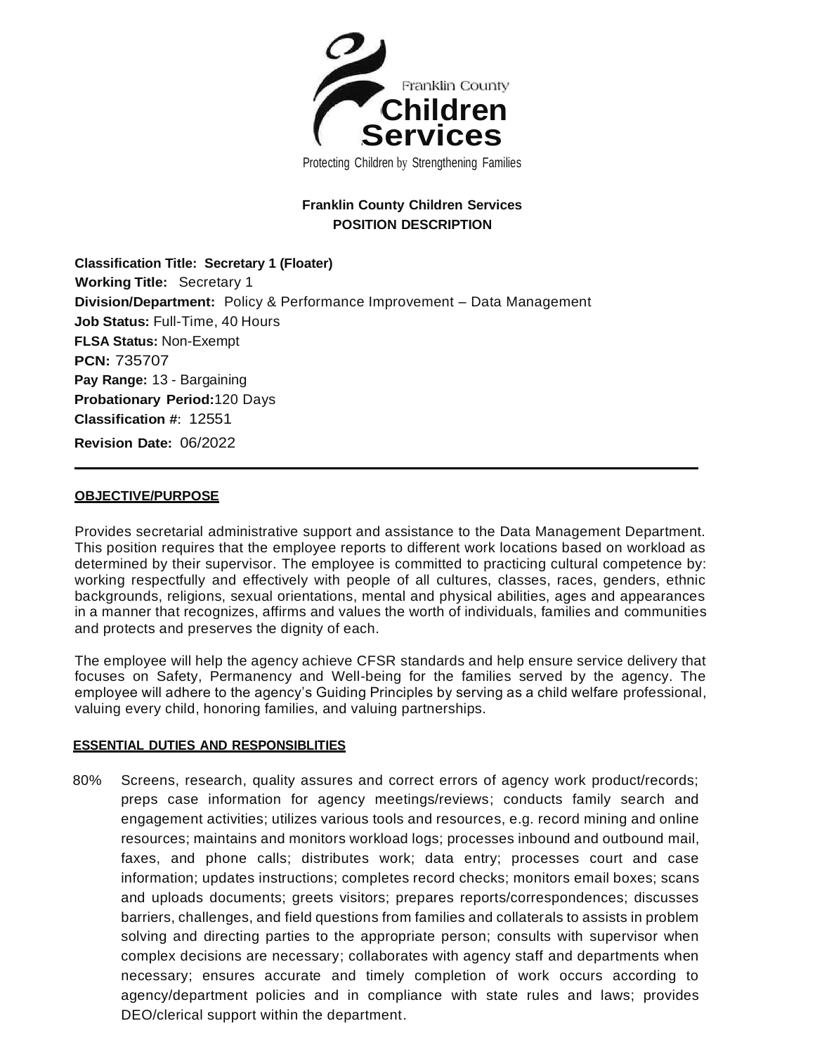Franklin County
**Children Services**

Protecting Children by Strengthening Families

**Franklin County Children Services**
**POSITION DESCRIPTION**

**Classification Title: Secretary 1 (Floater)**
**Working Title:** Secretary 1
**Division/Department:** Policy & Performance Improvement – Data Management
**Job Status:** Full-Time, 40 Hours
**FLSA Status:** Non-Exempt
**PCN:** 735707
**Pay Range:** 13 - Bargaining
**Probationary Period:** 120 Days
**Classification #**: 12551
**Revision Date:** 06/2022

---

## OBJECTIVE/PURPOSE

Provides secretarial administrative support and assistance to the Data Management Department. This position requires that the employee reports to different work locations based on workload as determined by their supervisor. The employee is committed to practicing cultural competence by: working respectfully and effectively with people of all cultures, classes, races, genders, ethnic backgrounds, religions, sexual orientations, mental and physical abilities, ages and appearances in a manner that recognizes, affirms and values the worth of individuals, families and communities and protects and preserves the dignity of each.

The employee will help the agency achieve CFSR standards and help ensure service delivery that focuses on Safety, Permanency and Well-being for the families served by the agency. The employee will adhere to the agency's Guiding Principles by serving as a child welfare professional, valuing every child, honoring families, and valuing partnerships.

## ESSENTIAL DUTIES AND RESPONSIBLITIES

80% Screens, research, quality assures and correct errors of agency work product/records; preps case information for agency meetings/reviews; conducts family search and engagement activities; utilizes various tools and resources, e.g. record mining and online resources; maintains and monitors workload logs; processes inbound and outbound mail, faxes, and phone calls; distributes work; data entry; processes court and case information; updates instructions; completes record checks; monitors email boxes; scans and uploads documents; greets visitors; prepares reports/correspondences; discusses barriers, challenges, and field questions from families and collaterals to assists in problem solving and directing parties to the appropriate person; consults with supervisor when complex decisions are necessary; collaborates with agency staff and departments when necessary; ensures accurate and timely completion of work occurs according to agency/department policies and in compliance with state rules and laws; provides DEO/clerical support within the department.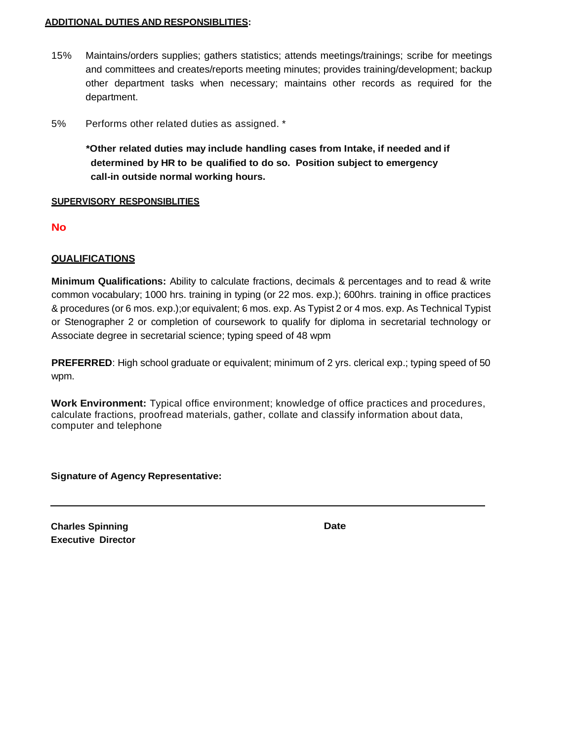**ADDITIONAL DUTIES AND RESPONSIBLITIES:**

15% Maintains/orders supplies; gathers statistics; attends meetings/trainings; scribe for meetings and committees and creates/reports meeting minutes; provides training/development; backup other department tasks when necessary; maintains other records as required for the department.

5% Performs other related duties as assigned. *

**\*Other related duties may include handling cases from Intake, if needed and if determined by HR to be qualified to do so. Position subject to emergency call-in outside normal working hours.**

**SUPERVISORY RESPONSIBLITIES**

**No**

**QUALIFICATIONS**

**Minimum Qualifications:** Ability to calculate fractions, decimals & percentages and to read & write common vocabulary; 1000 hrs. training in typing (or 22 mos. exp.); 600hrs. training in office practices & procedures (or 6 mos. exp.);or equivalent; 6 mos. exp. As Typist 2 or 4 mos. exp. As Technical Typist or Stenographer 2 or completion of coursework to qualify for diploma in secretarial technology or Associate degree in secretarial science; typing speed of 48 wpm

**PREFERRED**: High school graduate or equivalent; minimum of 2 yrs. clerical exp.; typing speed of 50 wpm.

**Work Environment:** Typical office environment; knowledge of office practices and procedures, calculate fractions, proofread materials, gather, collate and classify information about data, computer and telephone

**Signature of Agency Representative:**

---

**Charles Spinning**
**Executive Director**

**Date**